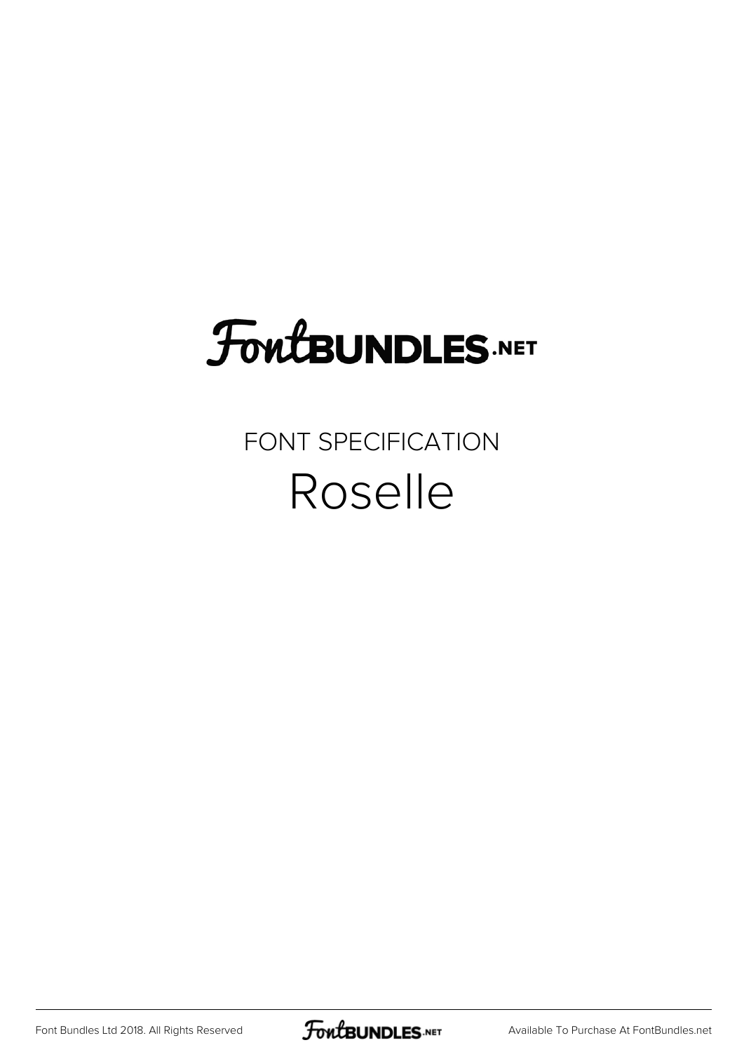# FontBUNDLES.NET

FONT SPECIFICATION

## Roselle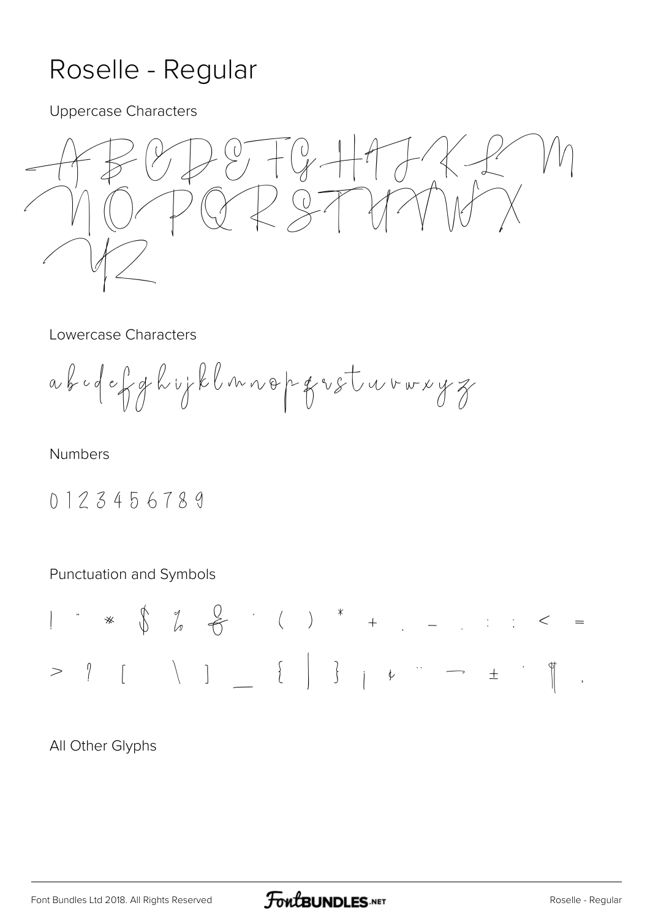# Roselle - Regular

Uppercase Characters

A B C D E F G H I J K L M
N O P Q R S T U V W X
Y Z

Lowercase Characters

a b c d e f g h i j k l m n o p q r s t u v w x y z

Numbers

0 1 2 3 4 5 6 7 8 9

Punctuation and Symbols

! " # $ % & ' ( ) * + , - . / : ; < =
> ? [ \ ] _ { | } ¡ ¢ ¨ ¬ ± ´ ¶ ¸

All Other Glyphs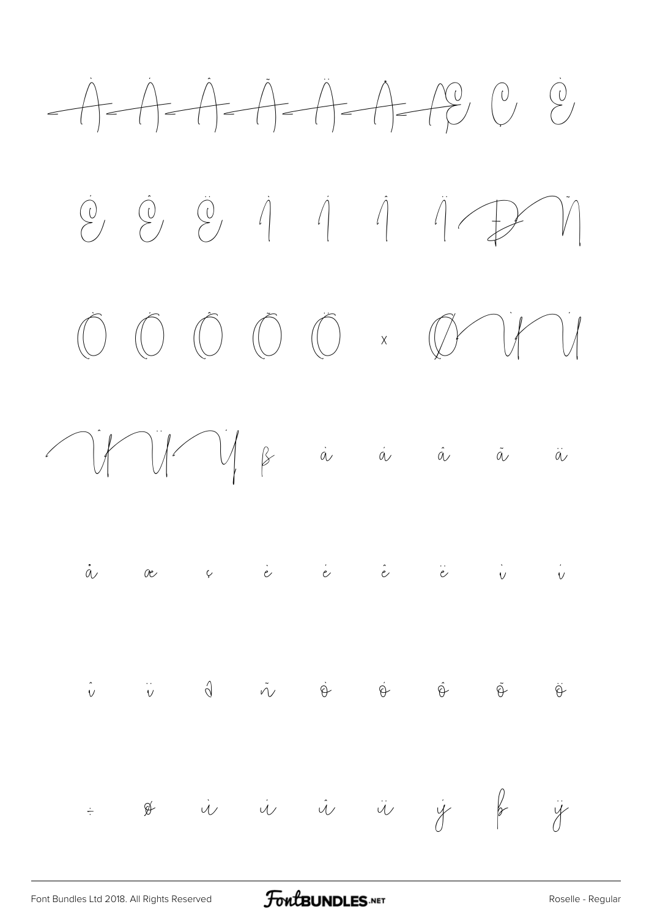À Á Â Ã Ä Å Æ Ç È

É Ê Ë Ì Í Î Ï Ð Ñ

Ò Ó Ô Õ Ö × Ø Ù Ú

Û Ü Ý ß à á â ã ä

å æ ç è é ê ë ì í

î ï ð ñ ò ó ô õ ö

÷ ø ù ú û ü ý þ ÿ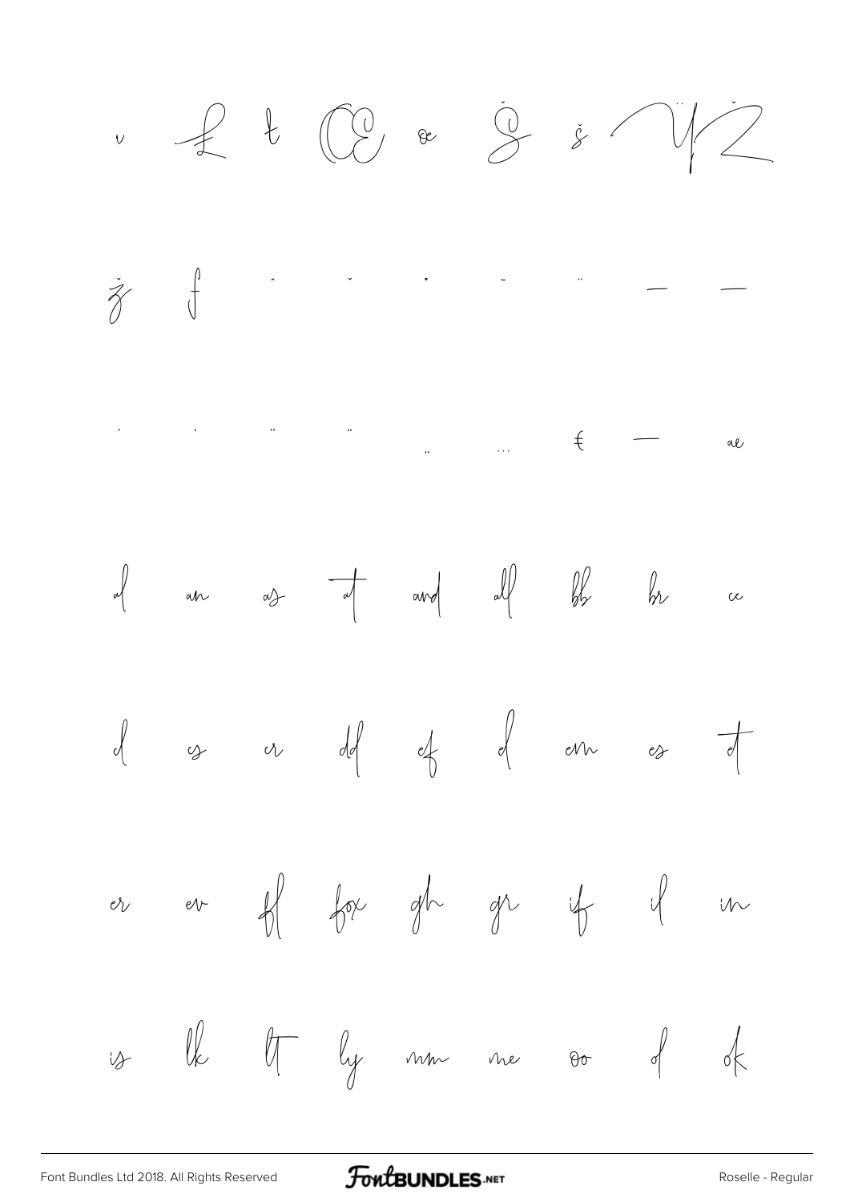| | | | | | | | | |
|---|---|---|---|---|---|---|---|---|
| ı | £ | ŧ | Œ | œ | Š | š | Ÿ | Ž |
| ž | ƒ | ˆ | ˇ | ˙ | ˜ | ˝ | – | — |
| ' | ' | " | " | „ | … | € | — | ae |
| al | an | as | at | and | all | bb | br | cc |
| cl | cs | cr | dd | ef | el | em | es | et |
| er | ev | ffl | fox | gh | gr | if | il | in |
| is | lk | lt | ly | mm | me | oo | ol | ok |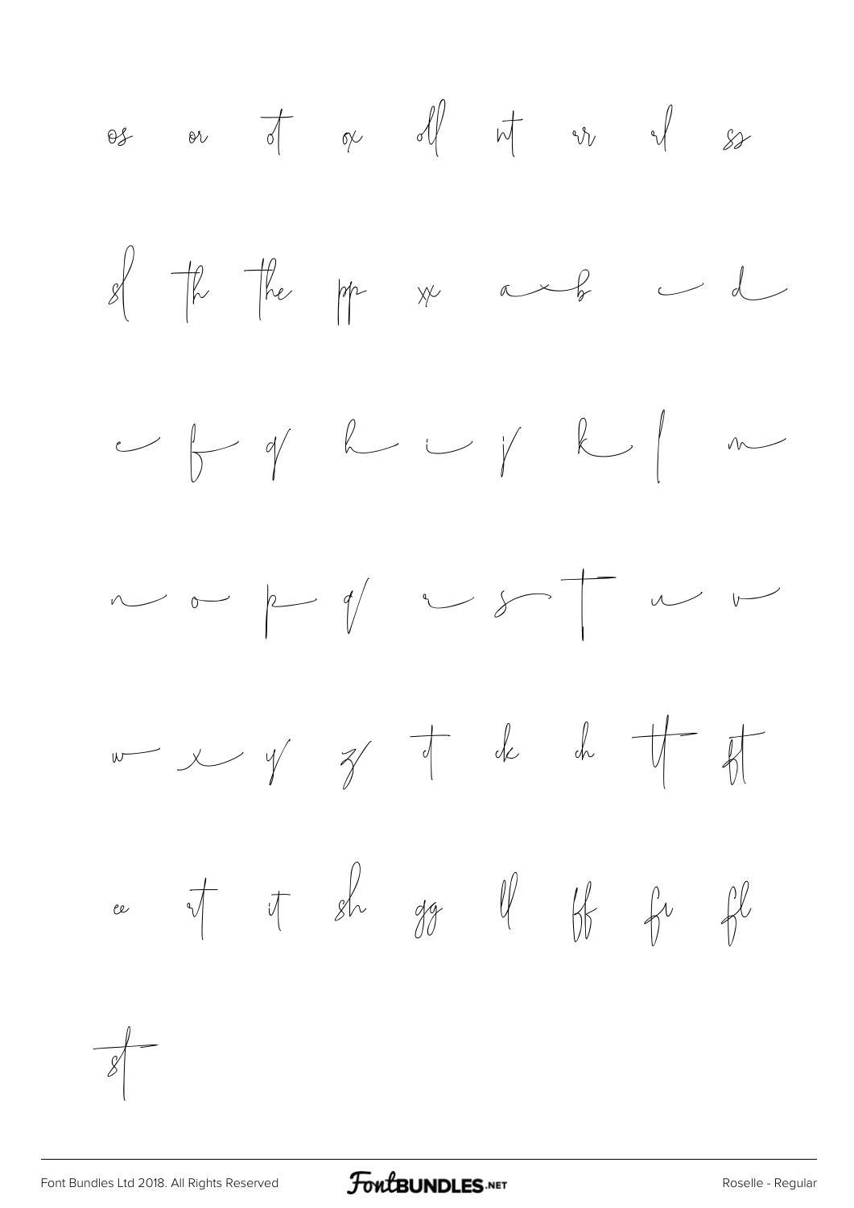os or ot ox oll nt rr rl ss

sl th the pp xx a b c d

e f g h i j k l m

n o p q r s t u v

w x y z ct ck ch tt ft

ee rt it sh gg ll ff fi fl

st